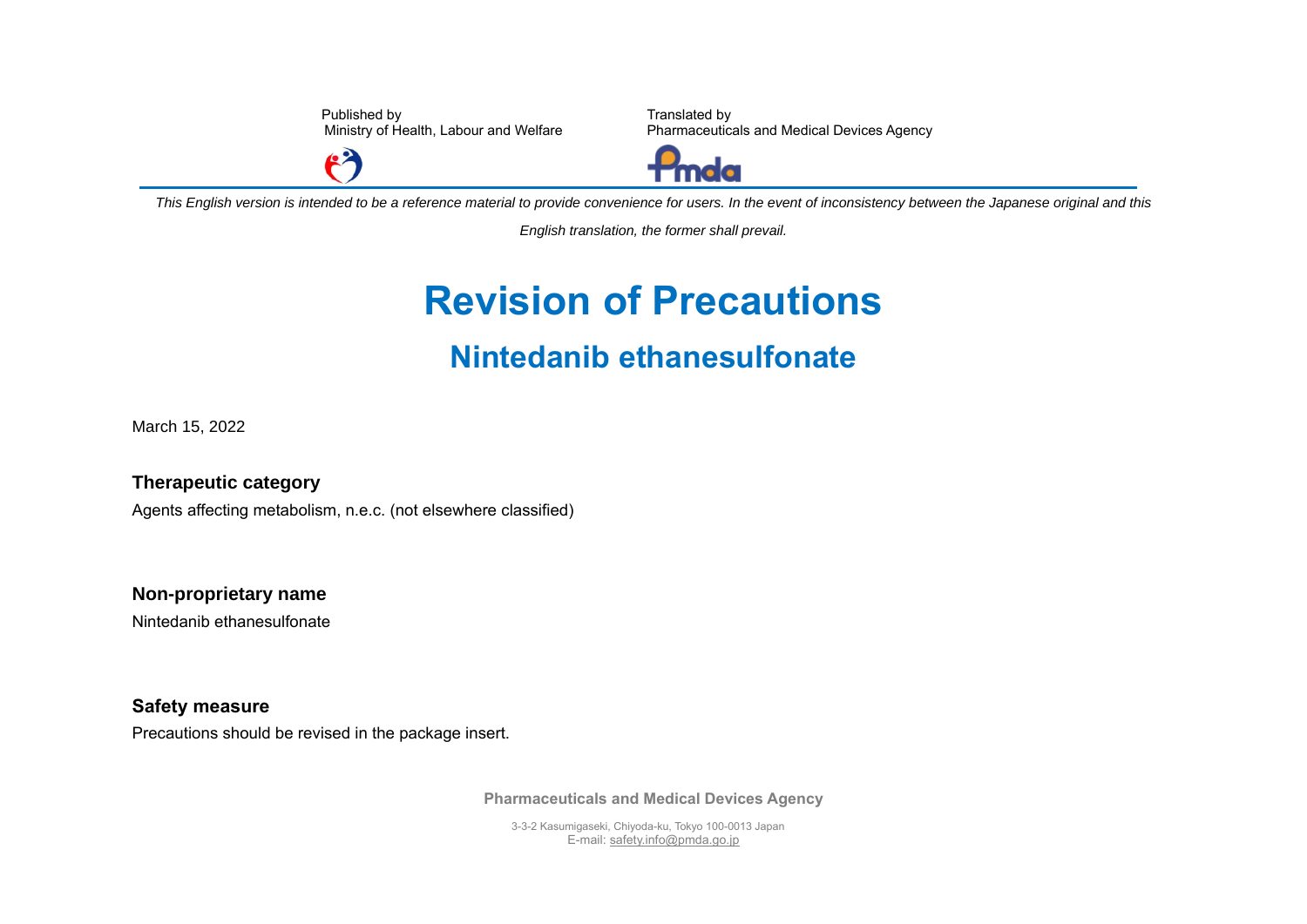Published by
Ministry of Health, Labour and Welfare

Translated by
Pharmaceuticals and Medical Devices Agency

*This English version is intended to be a reference material to provide convenience for users. In the event of inconsistency between the Japanese original and this English translation, the former shall prevail.*

# Revision of Precautions

## Nintedanib ethanesulfonate

March 15, 2022

### Therapeutic category

Agents affecting metabolism, n.e.c. (not elsewhere classified)

### Non-proprietary name

Nintedanib ethanesulfonate

### Safety measure

Precautions should be revised in the package insert.

**Pharmaceuticals and Medical Devices Agency**

3-3-2 Kasumigaseki, Chiyoda-ku, Tokyo 100-0013 Japan
E-mail: safety.info@pmda.go.jp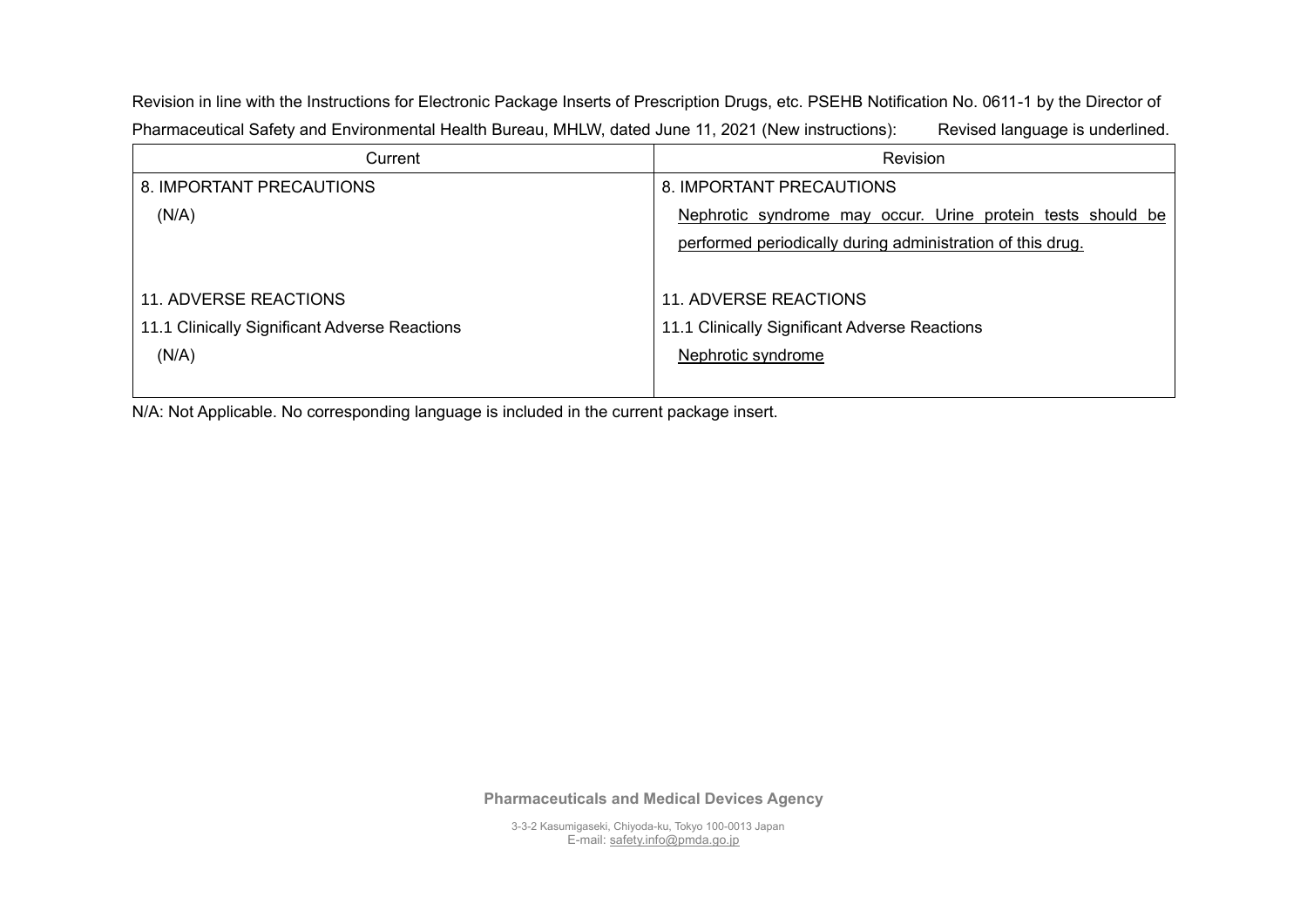Revision in line with the Instructions for Electronic Package Inserts of Prescription Drugs, etc. PSEHB Notification No. 0611-1 by the Director of Pharmaceutical Safety and Environmental Health Bureau, MHLW, dated June 11, 2021 (New instructions): Revised language is underlined.

| Current | Revision |
|---|---|
| 8. IMPORTANT PRECAUTIONS<br>(N/A) | 8. IMPORTANT PRECAUTIONS<br><u>Nephrotic syndrome may occur. Urine protein tests should be performed periodically during administration of this drug.</u> |
| 11. ADVERSE REACTIONS<br>11.1 Clinically Significant Adverse Reactions<br>(N/A) | 11. ADVERSE REACTIONS<br>11.1 Clinically Significant Adverse Reactions<br><u>Nephrotic syndrome</u> |

N/A: Not Applicable. No corresponding language is included in the current package insert.